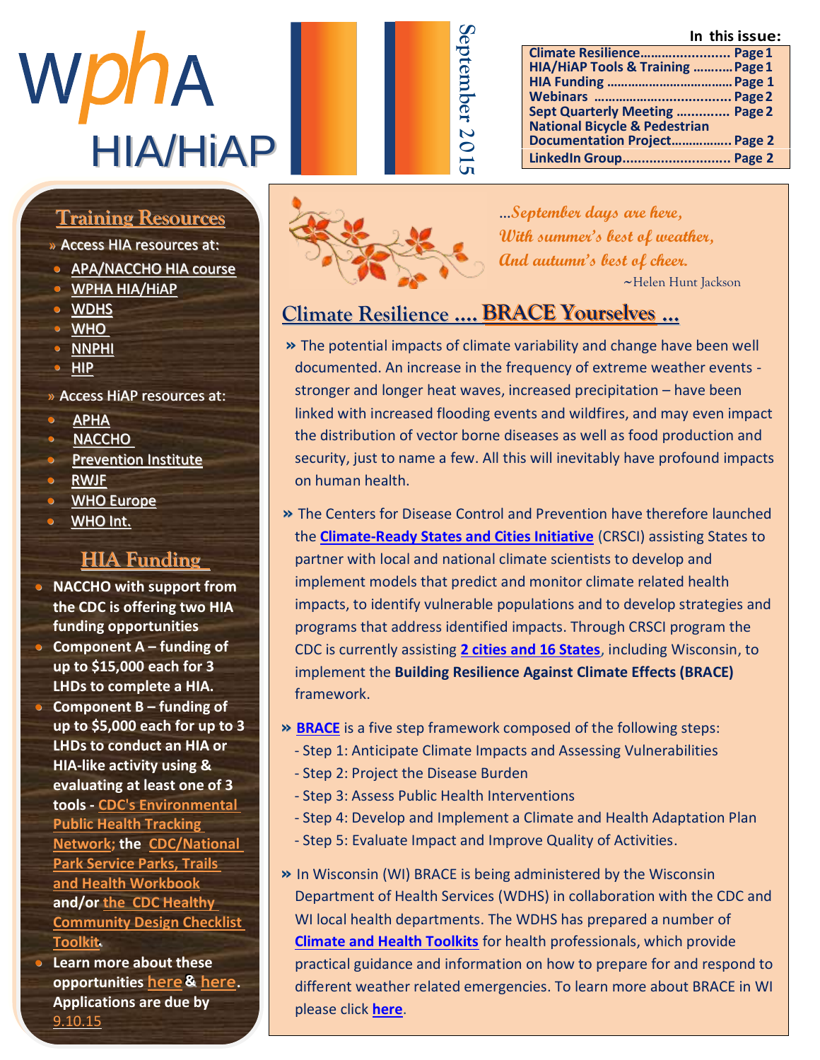# wphA HIA/HiAP

September 2015

**In this issue:**

| | |
|---|---|
| Climate Resilience | Page 1 |
| HIA/HiAP Tools & Training | Page 1 |
| HIA Funding | Page 1 |
| Webinars | Page 2 |
| Sept Quarterly Meeting | Page 2 |
| National Bicycle & Pedestrian Documentation Project | Page 2 |
| LinkedIn Group | Page 2 |

## Training Resources

» Access HIA resources at:

- APA/NACCHO HIA course
- WPHA HIA/HiAP
- WDHS
- WHO
- NNPHI
- HIP

» Access HiAP resources at:

- APHA
- NACCHO
- Prevention Institute
- RWJF
- WHO Europe
- WHO Int.

## HIA Funding

- **NACCHO with support from the CDC is offering two HIA funding opportunities**
- **Component A – funding of up to $15,000 each for 3 LHDs to complete a HIA.**
- **Component B – funding of up to $5,000 each for up to 3 LHDs to conduct an HIA or HIA-like activity using & evaluating at least one of 3 tools - CDC's Environmental Public Health Tracking Network; the CDC/National Park Service Parks, Trails and Health Workbook and/or the CDC Healthy Community Design Checklist Toolkit.**
- **Learn more about these opportunities here & here. Applications are due by** 9.10.15

*...September days are here,*
*With summer's best of weather,*
*And autumn's best of cheer.*
~Helen Hunt Jackson

## Climate Resilience .... BRACE Yourselves ...

» The potential impacts of climate variability and change have been well documented. An increase in the frequency of extreme weather events - stronger and longer heat waves, increased precipitation – have been linked with increased flooding events and wildfires, and may even impact the distribution of vector borne diseases as well as food production and security, just to name a few. All this will inevitably have profound impacts on human health.

» The Centers for Disease Control and Prevention have therefore launched the **Climate-Ready States and Cities Initiative** (CRSCI) assisting States to partner with local and national climate scientists to develop and implement models that predict and monitor climate related health impacts, to identify vulnerable populations and to develop strategies and programs that address identified impacts. Through CRSCI program the CDC is currently assisting **2 cities and 16 States**, including Wisconsin, to implement the **Building Resilience Against Climate Effects (BRACE)** framework.

» **BRACE** is a five step framework composed of the following steps:

- Step 1: Anticipate Climate Impacts and Assessing Vulnerabilities
- Step 2: Project the Disease Burden
- Step 3: Assess Public Health Interventions
- Step 4: Develop and Implement a Climate and Health Adaptation Plan
- Step 5: Evaluate Impact and Improve Quality of Activities.

» In Wisconsin (WI) BRACE is being administered by the Wisconsin Department of Health Services (WDHS) in collaboration with the CDC and WI local health departments. The WDHS has prepared a number of **Climate and Health Toolkits** for health professionals, which provide practical guidance and information on how to prepare for and respond to different weather related emergencies. To learn more about BRACE in WI please click **here**.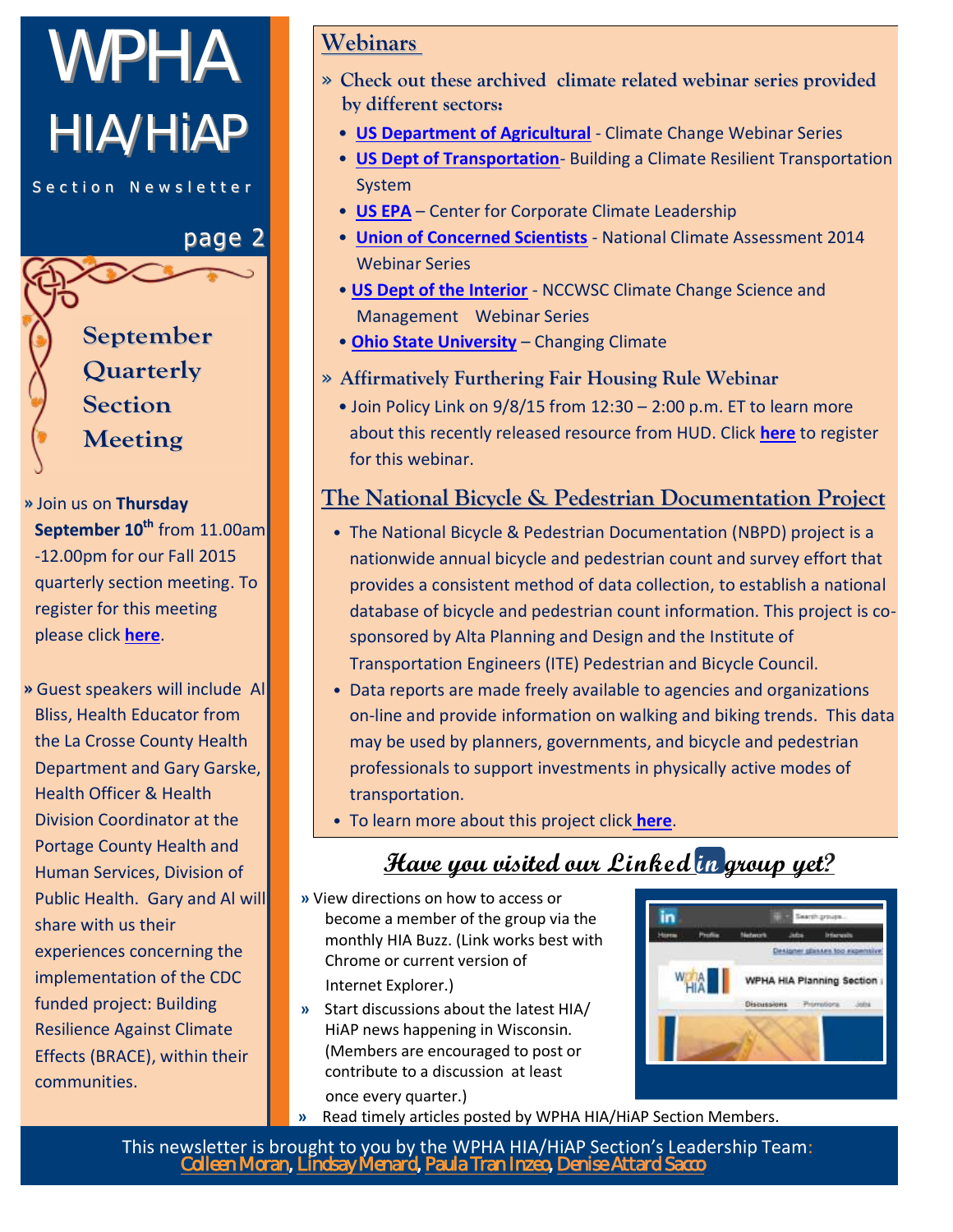# WPHA HIA/HiAP

Section Newsletter

page 2

## September Quarterly Section Meeting

» Join us on **Thursday September 10th** from 11.00am -12.00pm for our Fall 2015 quarterly section meeting. To register for this meeting please click **here**.

» Guest speakers will include Al Bliss, Health Educator from the La Crosse County Health Department and Gary Garske, Health Officer & Health Division Coordinator at the Portage County Health and Human Services, Division of Public Health. Gary and Al will share with us their experiences concerning the implementation of the CDC funded project: Building Resilience Against Climate Effects (BRACE), within their communities.

## Webinars

» **Check out these archived climate related webinar series provided by different sectors:**

- **US Department of Agricultural** - Climate Change Webinar Series
- **US Dept of Transportation**- Building a Climate Resilient Transportation System
- **US EPA** – Center for Corporate Climate Leadership
- **Union of Concerned Scientists** - National Climate Assessment 2014 Webinar Series
- **US Dept of the Interior** - NCCWSC Climate Change Science and Management Webinar Series
- **Ohio State University** – Changing Climate

» **Affirmatively Furthering Fair Housing Rule Webinar**

- Join Policy Link on 9/8/15 from 12:30 – 2:00 p.m. ET to learn more about this recently released resource from HUD. Click **here** to register for this webinar.

## The National Bicycle & Pedestrian Documentation Project

- The National Bicycle & Pedestrian Documentation (NBPD) project is a nationwide annual bicycle and pedestrian count and survey effort that provides a consistent method of data collection, to establish a national database of bicycle and pedestrian count information. This project is co-sponsored by Alta Planning and Design and the Institute of Transportation Engineers (ITE) Pedestrian and Bicycle Council.
- Data reports are made freely available to agencies and organizations on-line and provide information on walking and biking trends. This data may be used by planners, governments, and bicycle and pedestrian professionals to support investments in physically active modes of transportation.
- To learn more about this project click **here**.

## Have you visited our LinkedIn group yet?

» View directions on how to access or become a member of the group via the monthly HIA Buzz. (Link works best with Chrome or current version of Internet Explorer.)

» Start discussions about the latest HIA/HiAP news happening in Wisconsin. (Members are encouraged to post or contribute to a discussion at least once every quarter.)

» Read timely articles posted by WPHA HIA/HiAP Section Members.

This newsletter is brought to you by the WPHA HIA/HiAP Section's Leadership Team: Colleen Moran, Lindsay Menard, Paula Tran Inzeo, Denise Attard Sacco